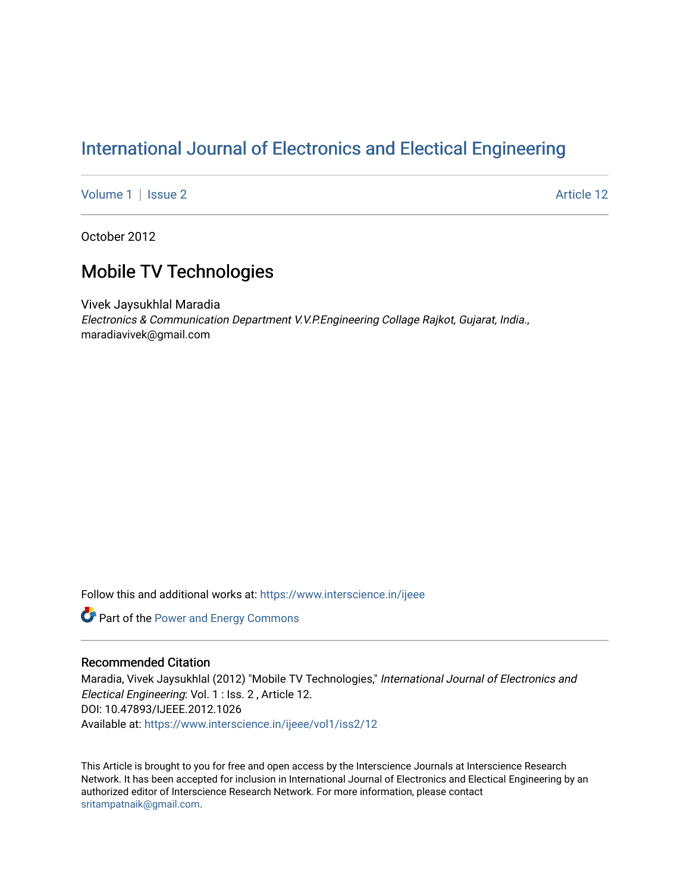# International Journal of Electronics and Electical Engineering

Volume 1 | Issue 2 Article 12

October 2012

## Mobile TV Technologies

Vivek Jaysukhlal Maradia
*Electronics & Communication Department V.V.P.Engineering Collage Rajkot, Gujarat, India.*, maradiavivek@gmail.com

Follow this and additional works at: https://www.interscience.in/ijeee

Part of the Power and Energy Commons

### Recommended Citation

Maradia, Vivek Jaysukhlal (2012) "Mobile TV Technologies," *International Journal of Electronics and Electical Engineering*: Vol. 1 : Iss. 2 , Article 12.
DOI: 10.47893/IJEEE.2012.1026
Available at: https://www.interscience.in/ijeee/vol1/iss2/12

This Article is brought to you for free and open access by the Interscience Journals at Interscience Research Network. It has been accepted for inclusion in International Journal of Electronics and Electical Engineering by an authorized editor of Interscience Research Network. For more information, please contact sritampatnaik@gmail.com.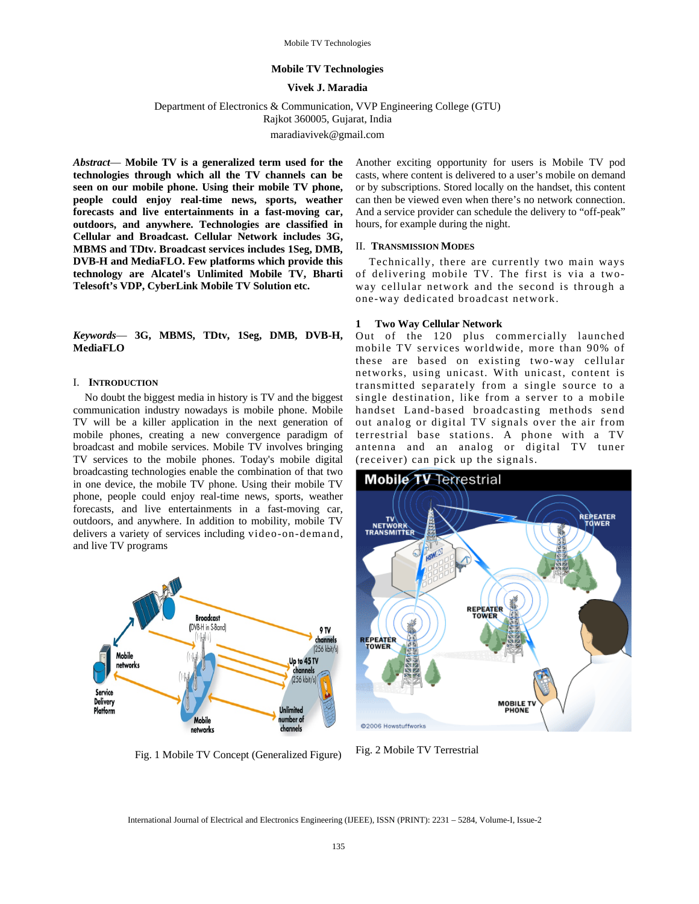# Mobile TV Technologies

**Vivek J. Maradia**

Department of Electronics & Communication, VVP Engineering College (GTU)
Rajkot 360005, Gujarat, India
maradiavivek@gmail.com

***Abstract*— Mobile TV is a generalized term used for the technologies through which all the TV channels can be seen on our mobile phone. Using their mobile TV phone, people could enjoy real-time news, sports, weather forecasts and live entertainments in a fast-moving car, outdoors, and anywhere. Technologies are classified in Cellular and Broadcast. Cellular Network includes 3G, MBMS and TDtv. Broadcast services includes 1Seg, DMB, DVB-H and MediaFLO. Few platforms which provide this technology are Alcatel's Unlimited Mobile TV, Bharti Telesoft's VDP, CyberLink Mobile TV Solution etc.**

***Keywords*— 3G, MBMS, TDtv, 1Seg, DMB, DVB-H, MediaFLO**

## I. INTRODUCTION

No doubt the biggest media in history is TV and the biggest communication industry nowadays is mobile phone. Mobile TV will be a killer application in the next generation of mobile phones, creating a new convergence paradigm of broadcast and mobile services. Mobile TV involves bringing TV services to the mobile phones. Today's mobile digital broadcasting technologies enable the combination of that two in one device, the mobile TV phone. Using their mobile TV phone, people could enjoy real-time news, sports, weather forecasts, and live entertainments in a fast-moving car, outdoors, and anywhere. In addition to mobility, mobile TV delivers a variety of services including video-on-demand, and live TV programs

Fig. 1 Mobile TV Concept (Generalized Figure)

Another exciting opportunity for users is Mobile TV pod casts, where content is delivered to a user's mobile on demand or by subscriptions. Stored locally on the handset, this content can then be viewed even when there's no network connection. And a service provider can schedule the delivery to "off-peak" hours, for example during the night.

## II. TRANSMISSION MODES

Technically, there are currently two main ways of delivering mobile TV. The first is via a two-way cellular network and the second is through a one-way dedicated broadcast network.

### 1 Two Way Cellular Network

Out of the 120 plus commercially launched mobile TV services worldwide, more than 90% of these are based on existing two-way cellular networks, using unicast. With unicast, content is transmitted separately from a single source to a single destination, like from a server to a mobile handset Land-based broadcasting methods send out analog or digital TV signals over the air from terrestrial base stations. A phone with a TV antenna and an analog or digital TV tuner (receiver) can pick up the signals.

Fig. 2 Mobile TV Terrestrial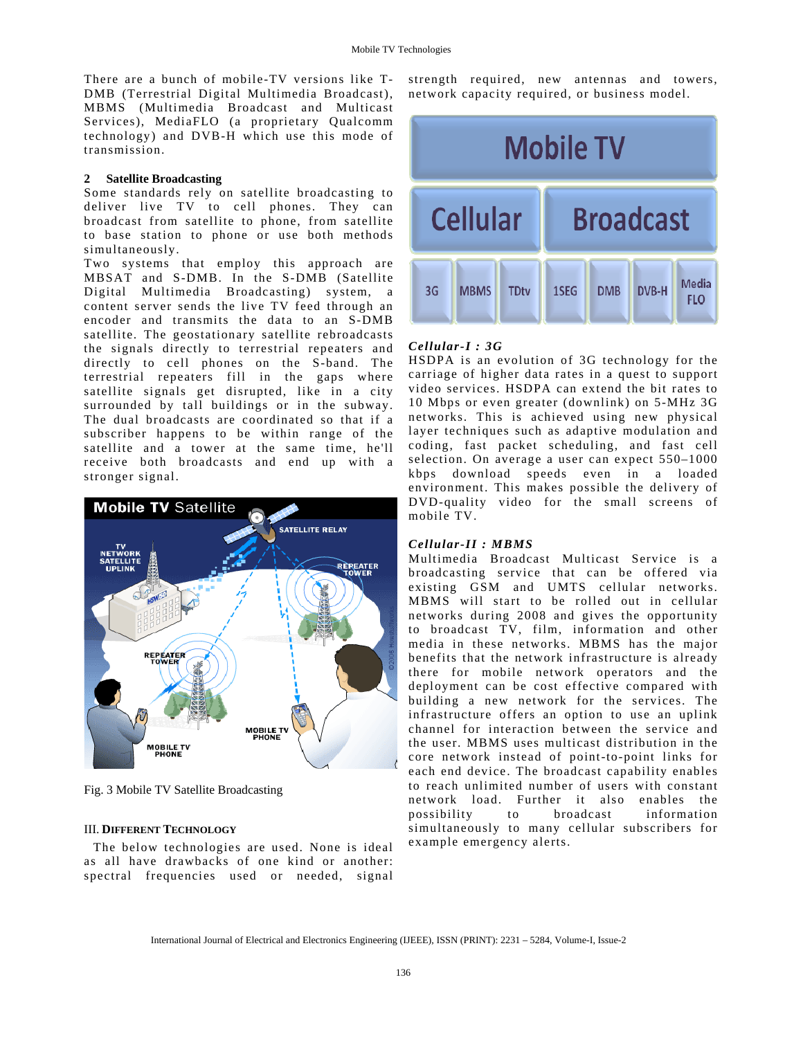There are a bunch of mobile-TV versions like T-DMB (Terrestrial Digital Multimedia Broadcast), MBMS (Multimedia Broadcast and Multicast Services), MediaFLO (a proprietary Qualcomm technology) and DVB-H which use this mode of transmission.

### 2 Satellite Broadcasting

Some standards rely on satellite broadcasting to deliver live TV to cell phones. They can broadcast from satellite to phone, from satellite to base station to phone or use both methods simultaneously.

Two systems that employ this approach are MBSAT and S-DMB. In the S-DMB (Satellite Digital Multimedia Broadcasting) system, a content server sends the live TV feed through an encoder and transmits the data to an S-DMB satellite. The geostationary satellite rebroadcasts the signals directly to terrestrial repeaters and directly to cell phones on the S-band. The terrestrial repeaters fill in the gaps where satellite signals get disrupted, like in a city surrounded by tall buildings or in the subway. The dual broadcasts are coordinated so that if a subscriber happens to be within range of the satellite and a tower at the same time, he'll receive both broadcasts and end up with a stronger signal.

Fig. 3 Mobile TV Satellite Broadcasting

## III. Different Technology

The below technologies are used. None is ideal as all have drawbacks of one kind or another: spectral frequencies used or needed, signal strength required, new antennas and towers, network capacity required, or business model.

### *Cellular-I : 3G*

HSDPA is an evolution of 3G technology for the carriage of higher data rates in a quest to support video services. HSDPA can extend the bit rates to 10 Mbps or even greater (downlink) on 5-MHz 3G networks. This is achieved using new physical layer techniques such as adaptive modulation and coding, fast packet scheduling, and fast cell selection. On average a user can expect 550–1000 kbps download speeds even in a loaded environment. This makes possible the delivery of DVD-quality video for the small screens of mobile TV.

### *Cellular-II : MBMS*

Multimedia Broadcast Multicast Service is a broadcasting service that can be offered via existing GSM and UMTS cellular networks. MBMS will start to be rolled out in cellular networks during 2008 and gives the opportunity to broadcast TV, film, information and other media in these networks. MBMS has the major benefits that the network infrastructure is already there for mobile network operators and the deployment can be cost effective compared with building a new network for the services. The infrastructure offers an option to use an uplink channel for interaction between the service and the user. MBMS uses multicast distribution in the core network instead of point-to-point links for each end device. The broadcast capability enables to reach unlimited number of users with constant network load. Further it also enables the possibility to broadcast information simultaneously to many cellular subscribers for example emergency alerts.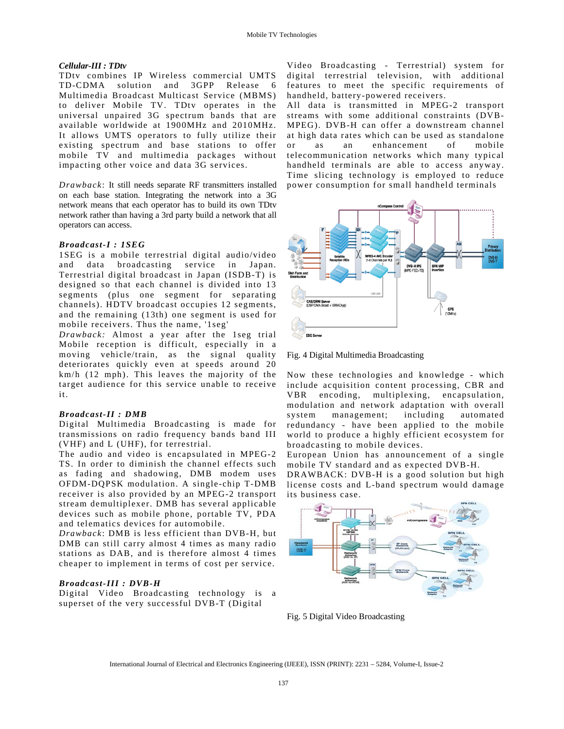*Cellular-III : TDtv*

TDtv combines IP Wireless commercial UMTS TD-CDMA solution and 3GPP Release 6 Multimedia Broadcast Multicast Service (MBMS) to deliver Mobile TV. TDtv operates in the universal unpaired 3G spectrum bands that are available worldwide at 1900MHz and 2010MHz. It allows UMTS operators to fully utilize their existing spectrum and base stations to offer mobile TV and multimedia packages without impacting other voice and data 3G services.

*Drawback*: It still needs separate RF transmitters installed on each base station. Integrating the network into a 3G network means that each operator has to build its own TDtv network rather than having a 3rd party build a network that all operators can access.

***Broadcast-I : 1SEG***

1SEG is a mobile terrestrial digital audio/video and data broadcasting service in Japan. Terrestrial digital broadcast in Japan (ISDB-T) is designed so that each channel is divided into 13 segments (plus one segment for separating channels). HDTV broadcast occupies 12 segments, and the remaining (13th) one segment is used for mobile receivers. Thus the name, '1seg'

*Drawback:* Almost a year after the 1seg trial Mobile reception is difficult, especially in a moving vehicle/train, as the signal quality deteriorates quickly even at speeds around 20 km/h (12 mph). This leaves the majority of the target audience for this service unable to receive it.

***Broadcast-II : DMB***

Digital Multimedia Broadcasting is made for transmissions on radio frequency bands band III (VHF) and L (UHF), for terrestrial.

The audio and video is encapsulated in MPEG-2 TS. In order to diminish the channel effects such as fading and shadowing, DMB modem uses OFDM-DQPSK modulation. A single-chip T-DMB receiver is also provided by an MPEG-2 transport stream demultiplexer. DMB has several applicable devices such as mobile phone, portable TV, PDA and telematics devices for automobile.

*Drawback*: DMB is less efficient than DVB-H, but DMB can still carry almost 4 times as many radio stations as DAB, and is therefore almost 4 times cheaper to implement in terms of cost per service.

***Broadcast-III : DVB-H***

Digital Video Broadcasting technology is a superset of the very successful DVB-T (Digital Video Broadcasting - Terrestrial) system for digital terrestrial television, with additional features to meet the specific requirements of handheld, battery-powered receivers.

All data is transmitted in MPEG-2 transport streams with some additional constraints (DVB-MPEG). DVB-H can offer a downstream channel at high data rates which can be used as standalone or as an enhancement of mobile telecommunication networks which many typical handheld terminals are able to access anyway. Time slicing technology is employed to reduce power consumption for small handheld terminals

Fig. 4 Digital Multimedia Broadcasting

Now these technologies and knowledge - which include acquisition content processing, CBR and VBR encoding, multiplexing, encapsulation, modulation and network adaptation with overall system management; including automated redundancy - have been applied to the mobile world to produce a highly efficient ecosystem for broadcasting to mobile devices.

European Union has announcement of a single mobile TV standard and as expected DVB-H.

DRAWBACK: DVB-H is a good solution but high license costs and L-band spectrum would damage its business case.

Fig. 5 Digital Video Broadcasting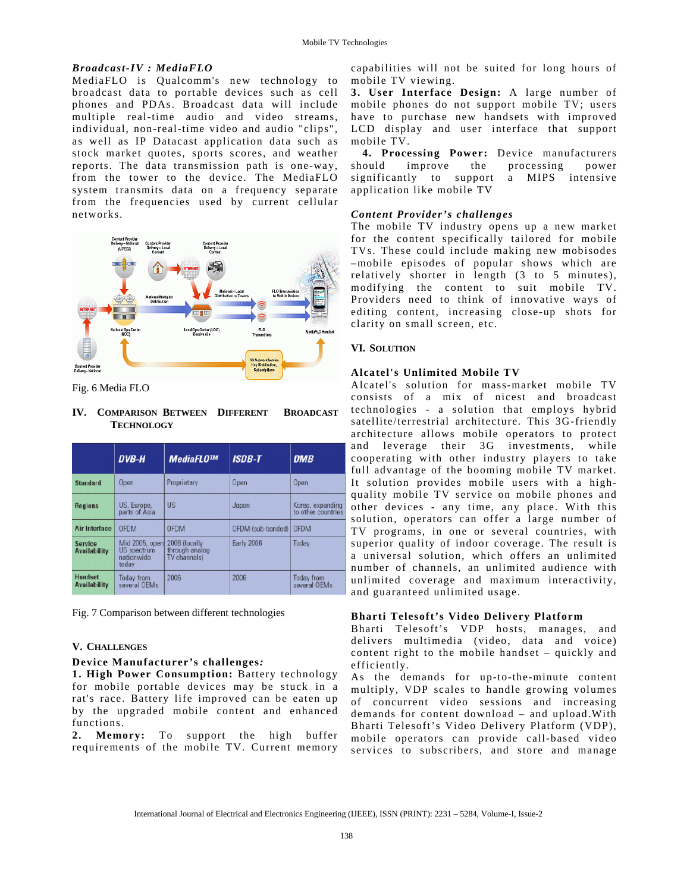### *Broadcast-IV : MediaFLO*

MediaFLO is Qualcomm's new technology to broadcast data to portable devices such as cell phones and PDAs. Broadcast data will include multiple real-time audio and video streams, individual, non-real-time video and audio "clips", as well as IP Datacast application data such as stock market quotes, sports scores, and weather reports. The data transmission path is one-way, from the tower to the device. The MediaFLO system transmits data on a frequency separate from the frequencies used by current cellular networks.

Fig. 6 Media FLO

## IV. Comparison Between Different Broadcast Technology

| | DVB-H | MediaFLO™ | ISDB-T | DMB |
|---|---|---|---|---|
| Standard | Open | Proprietary | Open | Open |
| Regions | US, Europe, parts of Asia | US | Japan | Korea, expanding to other countries |
| Air Interface | OFDM | OFDM | OFDM (sub-banded) | OFDM |
| Service Availability | Mid 2005, open US spectrum nationwide today | 2006 (locally through analog TV channels) | Early 2006 | Today |
| Handset Availability | Today from several OEMs | 2006 | 2006 | Today from several OEMs |

Fig. 7 Comparison between different technologies

## V. Challenges

### *Device Manufacturer's challenges:*

**1. High Power Consumption:** Battery technology for mobile portable devices may be stuck in a rat's race. Battery life improved can be eaten up by the upgraded mobile content and enhanced functions.

**2. Memory:** To support the high buffer requirements of the mobile TV. Current memory capabilities will not be suited for long hours of mobile TV viewing.

**3. User Interface Design:** A large number of mobile phones do not support mobile TV; users have to purchase new handsets with improved LCD display and user interface that support mobile TV.

**4. Processing Power:** Device manufacturers should improve the processing power significantly to support a MIPS intensive application like mobile TV

### *Content Provider's challenges*

The mobile TV industry opens up a new market for the content specifically tailored for mobile TVs. These could include making new mobisodes –mobile episodes of popular shows which are relatively shorter in length (3 to 5 minutes), modifying the content to suit mobile TV. Providers need to think of innovative ways of editing content, increasing close-up shots for clarity on small screen, etc.

## VI. Solution

### Alcatel's Unlimited Mobile TV

Alcatel's solution for mass-market mobile TV consists of a mix of nicest and broadcast technologies - a solution that employs hybrid satellite/terrestrial architecture. This 3G-friendly architecture allows mobile operators to protect and leverage their 3G investments, while cooperating with other industry players to take full advantage of the booming mobile TV market. It solution provides mobile users with a high-quality mobile TV service on mobile phones and other devices - any time, any place. With this solution, operators can offer a large number of TV programs, in one or several countries, with superior quality of indoor coverage. The result is a universal solution, which offers an unlimited number of channels, an unlimited coverage with unlimited coverage and maximum interactivity, and guaranteed unlimited usage.

### Bharti Telesoft's Video Delivery Platform

Bharti Telesoft's VDP hosts, manages, and delivers multimedia (video, data and voice) content right to the mobile handset – quickly and efficiently.

As the demands for up-to-the-minute content multiply, VDP scales to handle growing volumes of concurrent video sessions and increasing demands for content download – and upload.With Bharti Telesoft's Video Delivery Platform (VDP), mobile operators can provide call-based video services to subscribers, and store and manage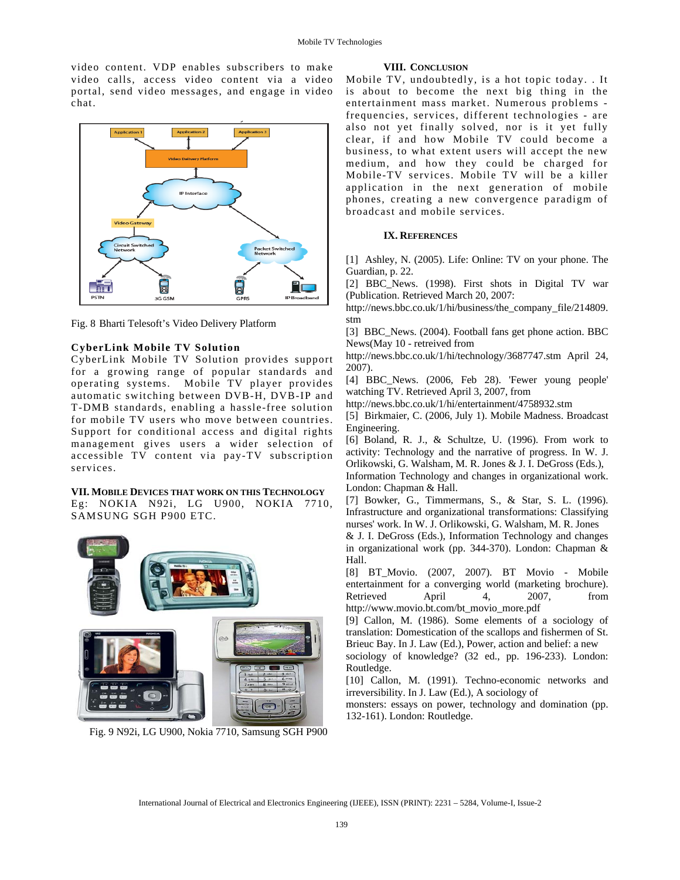video content. VDP enables subscribers to make video calls, access video content via a video portal, send video messages, and engage in video chat.

Application 1
Application 2
Application 3
Video Delivery Platform
IP Interface
Video Gateway
Circuit Switched Network
Packet Switched Network
PSTN
3G GSM
GPRS
IP Broadband

Fig. 8 Bharti Telesoft's Video Delivery Platform

**CyberLink Mobile TV Solution**

CyberLink Mobile TV Solution provides support for a growing range of popular standards and operating systems. Mobile TV player provides automatic switching between DVB-H, DVB-IP and T-DMB standards, enabling a hassle-free solution for mobile TV users who move between countries. Support for conditional access and digital rights management gives users a wider selection of accessible TV content via pay-TV subscription services.

## VII. Mobile Devices That Work On This Technology

Eg: NOKIA N92i, LG U900, NOKIA 7710, SAMSUNG SGH P900 ETC.

Fig. 9 N92i, LG U900, Nokia 7710, Samsung SGH P900

## VIII. Conclusion

Mobile TV, undoubtedly, is a hot topic today. . It is about to become the next big thing in the entertainment mass market. Numerous problems - frequencies, services, different technologies - are also not yet finally solved, nor is it yet fully clear, if and how Mobile TV could become a business, to what extent users will accept the new medium, and how they could be charged for Mobile-TV services. Mobile TV will be a killer application in the next generation of mobile phones, creating a new convergence paradigm of broadcast and mobile services.

## IX. References

[1] Ashley, N. (2005). Life: Online: TV on your phone. The Guardian, p. 22.

[2] BBC_News. (1998). First shots in Digital TV war (Publication. Retrieved March 20, 2007: http://news.bbc.co.uk/1/hi/business/the_company_file/214809.stm

[3] BBC_News. (2004). Football fans get phone action. BBC News(May 10 - retreived from http://news.bbc.co.uk/1/hi/technology/3687747.stm April 24, 2007).

[4] BBC_News. (2006, Feb 28). 'Fewer young people' watching TV. Retrieved April 3, 2007, from http://news.bbc.co.uk/1/hi/entertainment/4758932.stm

[5] Birkmaier, C. (2006, July 1). Mobile Madness. Broadcast Engineering.

[6] Boland, R. J., & Schultze, U. (1996). From work to activity: Technology and the narrative of progress. In W. J. Orlikowski, G. Walsham, M. R. Jones & J. I. DeGross (Eds.), Information Technology and changes in organizational work. London: Chapman & Hall.

[7] Bowker, G., Timmermans, S., & Star, S. L. (1996). Infrastructure and organizational transformations: Classifying nurses' work. In W. J. Orlikowski, G. Walsham, M. R. Jones & J. I. DeGross (Eds.), Information Technology and changes in organizational work (pp. 344-370). London: Chapman & Hall.

[8] BT_Movio. (2007, 2007). BT Movio - Mobile entertainment for a converging world (marketing brochure). Retrieved April 4, 2007, from http://www.movio.bt.com/bt_movio_more.pdf

[9] Callon, M. (1986). Some elements of a sociology of translation: Domestication of the scallops and fishermen of St. Brieuc Bay. In J. Law (Ed.), Power, action and belief: a new sociology of knowledge? (32 ed., pp. 196-233). London: Routledge.

[10] Callon, M. (1991). Techno-economic networks and irreversibility. In J. Law (Ed.), A sociology of monsters: essays on power, technology and domination (pp. 132-161). London: Routledge.